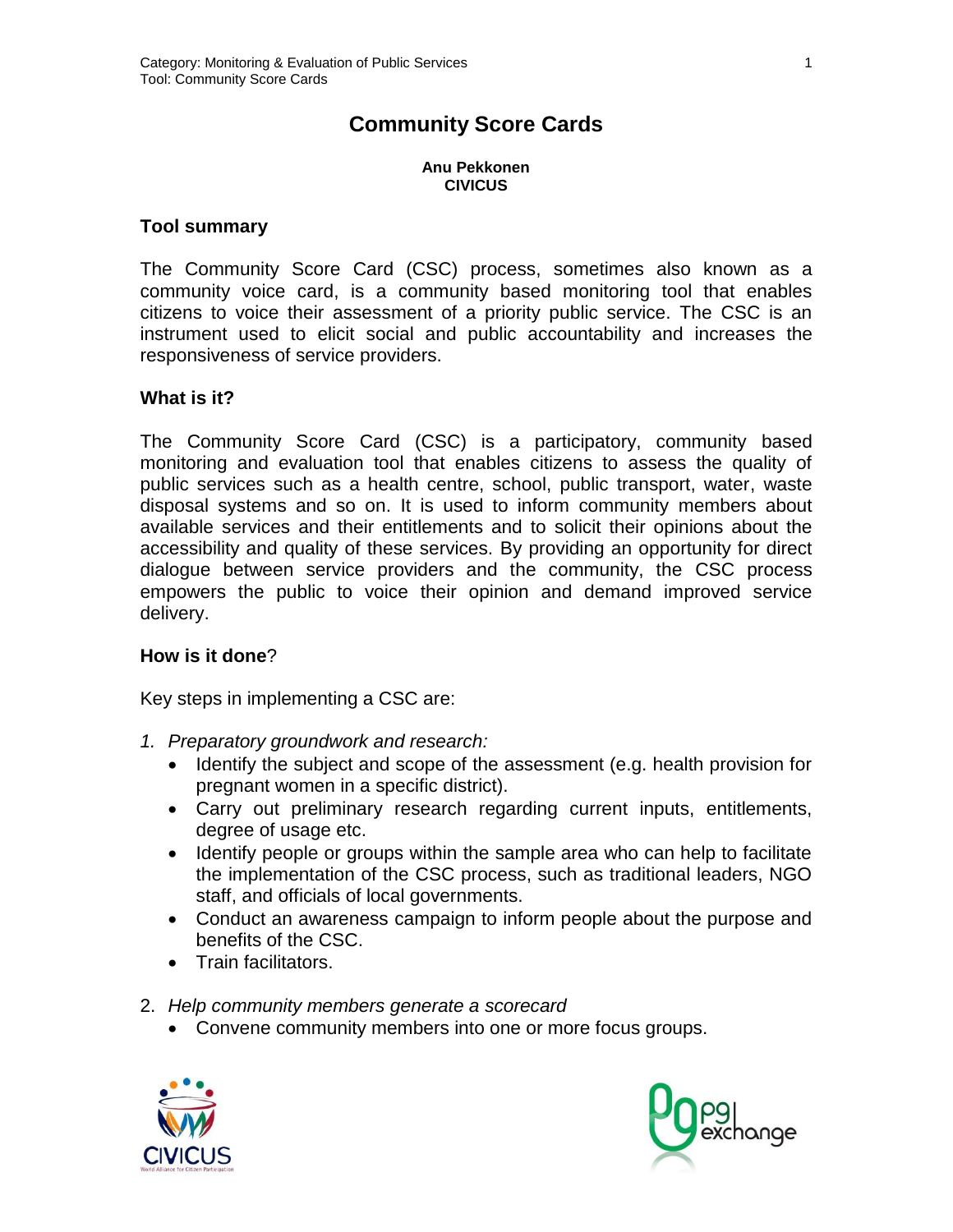# Community Score Cards

**Anu Pekkonen**
**CIVICUS**

## Tool summary

The Community Score Card (CSC) process, sometimes also known as a community voice card, is a community based monitoring tool that enables citizens to voice their assessment of a priority public service. The CSC is an instrument used to elicit social and public accountability and increases the responsiveness of service providers.

## What is it?

The Community Score Card (CSC) is a participatory, community based monitoring and evaluation tool that enables citizens to assess the quality of public services such as a health centre, school, public transport, water, waste disposal systems and so on. It is used to inform community members about available services and their entitlements and to solicit their opinions about the accessibility and quality of these services. By providing an opportunity for direct dialogue between service providers and the community, the CSC process empowers the public to voice their opinion and demand improved service delivery.

## How is it done?

Key steps in implementing a CSC are:

1. *Preparatory groundwork and research:*
   - Identify the subject and scope of the assessment (e.g. health provision for pregnant women in a specific district).
   - Carry out preliminary research regarding current inputs, entitlements, degree of usage etc.
   - Identify people or groups within the sample area who can help to facilitate the implementation of the CSC process, such as traditional leaders, NGO staff, and officials of local governments.
   - Conduct an awareness campaign to inform people about the purpose and benefits of the CSC.
   - Train facilitators.

2. *Help community members generate a scorecard*
   - Convene community members into one or more focus groups.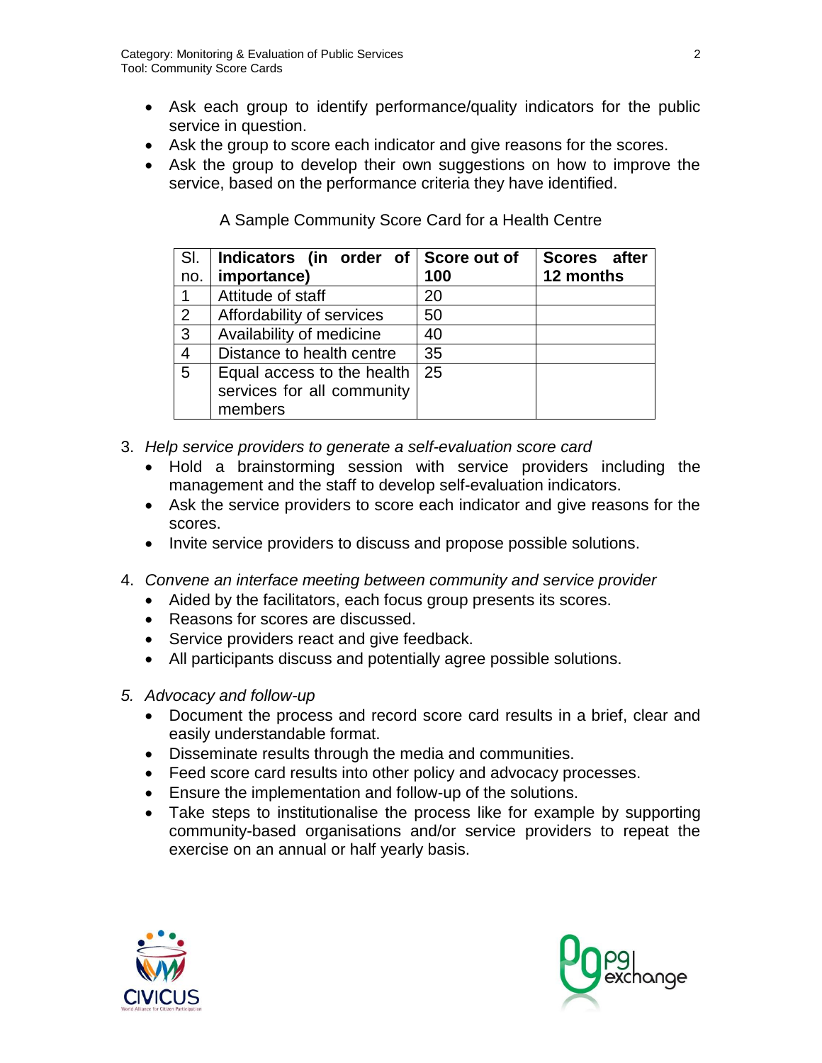- Ask each group to identify performance/quality indicators for the public service in question.
- Ask the group to score each indicator and give reasons for the scores.
- Ask the group to develop their own suggestions on how to improve the service, based on the performance criteria they have identified.

A Sample Community Score Card for a Health Centre

| Sl. no. | **Indicators (in order of importance)** | **Score out of 100** | **Scores after 12 months** |
|---|---|---|---|
| 1 | Attitude of staff | 20 | |
| 2 | Affordability of services | 50 | |
| 3 | Availability of medicine | 40 | |
| 4 | Distance to health centre | 35 | |
| 5 | Equal access to the health services for all community members | 25 | |

3. *Help service providers to generate a self-evaluation score card*
   - Hold a brainstorming session with service providers including the management and the staff to develop self-evaluation indicators.
   - Ask the service providers to score each indicator and give reasons for the scores.
   - Invite service providers to discuss and propose possible solutions.

4. *Convene an interface meeting between community and service provider*
   - Aided by the facilitators, each focus group presents its scores.
   - Reasons for scores are discussed.
   - Service providers react and give feedback.
   - All participants discuss and potentially agree possible solutions.

5. *Advocacy and follow-up*
   - Document the process and record score card results in a brief, clear and easily understandable format.
   - Disseminate results through the media and communities.
   - Feed score card results into other policy and advocacy processes.
   - Ensure the implementation and follow-up of the solutions.
   - Take steps to institutionalise the process like for example by supporting community-based organisations and/or service providers to repeat the exercise on an annual or half yearly basis.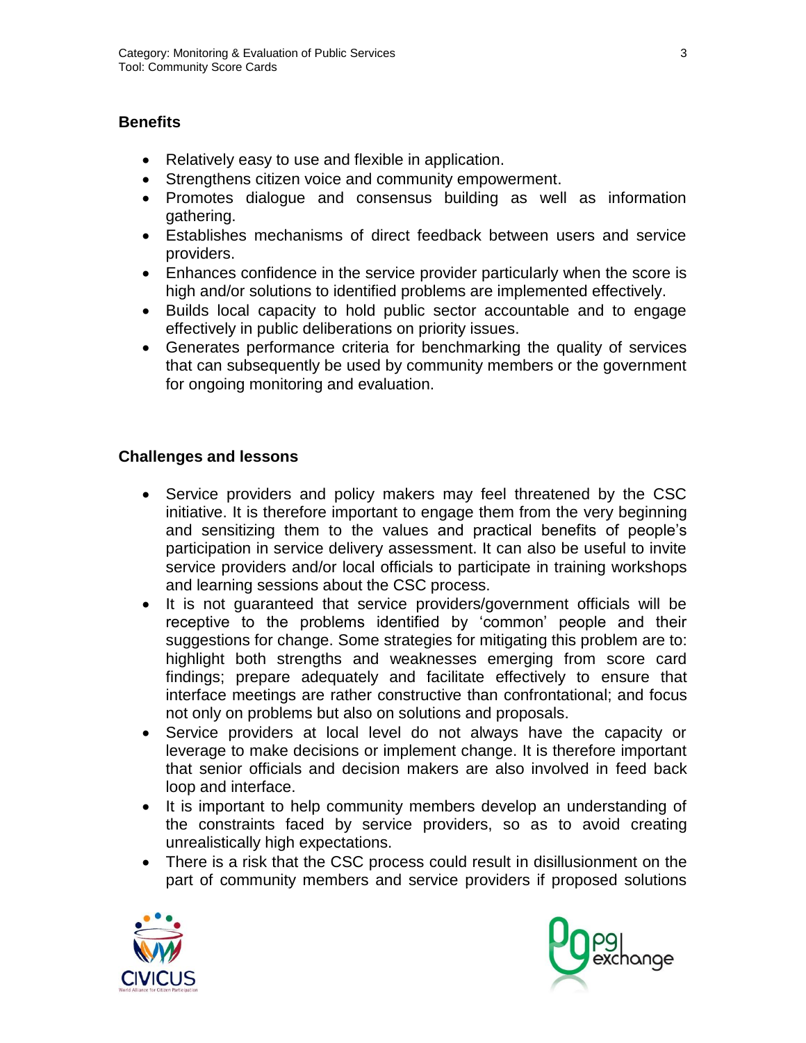## Benefits

- Relatively easy to use and flexible in application.
- Strengthens citizen voice and community empowerment.
- Promotes dialogue and consensus building as well as information gathering.
- Establishes mechanisms of direct feedback between users and service providers.
- Enhances confidence in the service provider particularly when the score is high and/or solutions to identified problems are implemented effectively.
- Builds local capacity to hold public sector accountable and to engage effectively in public deliberations on priority issues.
- Generates performance criteria for benchmarking the quality of services that can subsequently be used by community members or the government for ongoing monitoring and evaluation.

## Challenges and lessons

- Service providers and policy makers may feel threatened by the CSC initiative. It is therefore important to engage them from the very beginning and sensitizing them to the values and practical benefits of people's participation in service delivery assessment. It can also be useful to invite service providers and/or local officials to participate in training workshops and learning sessions about the CSC process.
- It is not guaranteed that service providers/government officials will be receptive to the problems identified by 'common' people and their suggestions for change. Some strategies for mitigating this problem are to: highlight both strengths and weaknesses emerging from score card findings; prepare adequately and facilitate effectively to ensure that interface meetings are rather constructive than confrontational; and focus not only on problems but also on solutions and proposals.
- Service providers at local level do not always have the capacity or leverage to make decisions or implement change. It is therefore important that senior officials and decision makers are also involved in feed back loop and interface.
- It is important to help community members develop an understanding of the constraints faced by service providers, so as to avoid creating unrealistically high expectations.
- There is a risk that the CSC process could result in disillusionment on the part of community members and service providers if proposed solutions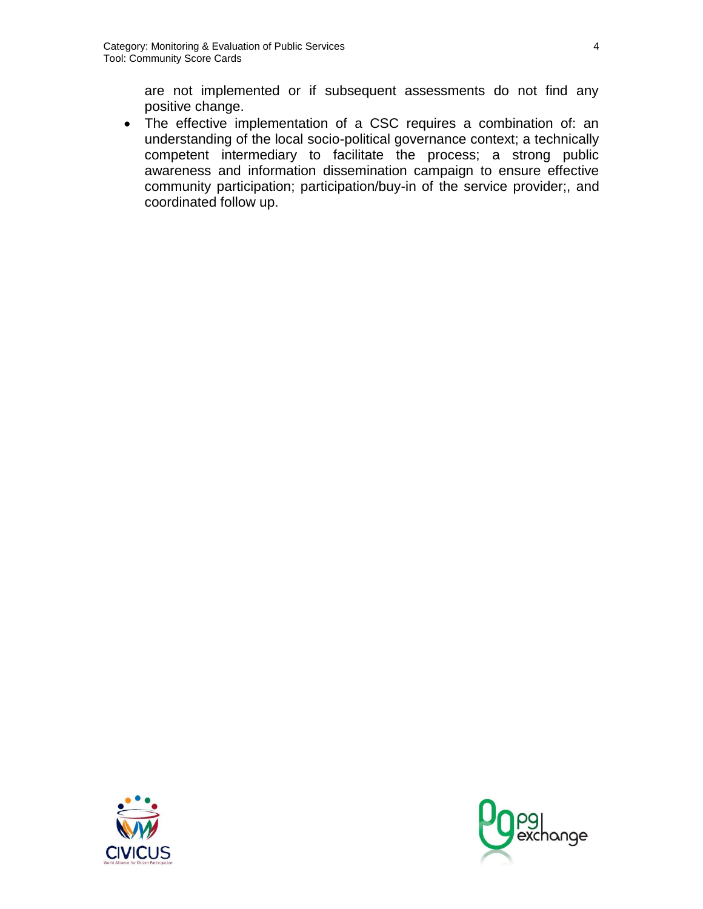are not implemented or if subsequent assessments do not find any positive change.

- The effective implementation of a CSC requires a combination of: an understanding of the local socio-political governance context; a technically competent intermediary to facilitate the process; a strong public awareness and information dissemination campaign to ensure effective community participation; participation/buy-in of the service provider;, and coordinated follow up.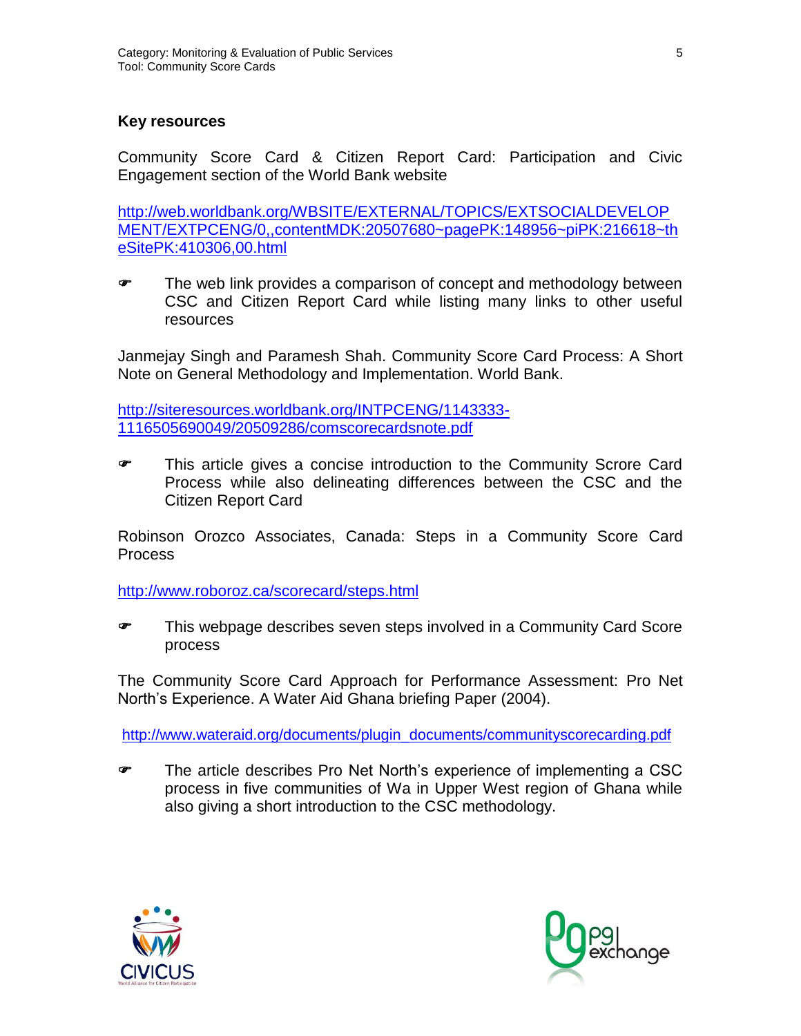### Key resources

Community Score Card & Citizen Report Card: Participation and Civic Engagement section of the World Bank website

http://web.worldbank.org/WBSITE/EXTERNAL/TOPICS/EXTSOCIALDEVELOPMENT/EXTPCENG/0,,contentMDK:20507680~pagePK:148956~piPK:216618~theSitePK:410306,00.html

- The web link provides a comparison of concept and methodology between CSC and Citizen Report Card while listing many links to other useful resources

Janmejay Singh and Paramesh Shah. Community Score Card Process: A Short Note on General Methodology and Implementation. World Bank.

http://siteresources.worldbank.org/INTPCENG/1143333-1116505690049/20509286/comscorecardsnote.pdf

- This article gives a concise introduction to the Community Scrore Card Process while also delineating differences between the CSC and the Citizen Report Card

Robinson Orozco Associates, Canada: Steps in a Community Score Card Process

http://www.roboroz.ca/scorecard/steps.html

- This webpage describes seven steps involved in a Community Card Score process

The Community Score Card Approach for Performance Assessment: Pro Net North's Experience. A Water Aid Ghana briefing Paper (2004).

http://www.wateraid.org/documents/plugin_documents/communityscorecarding.pdf

- The article describes Pro Net North's experience of implementing a CSC process in five communities of Wa in Upper West region of Ghana while also giving a short introduction to the CSC methodology.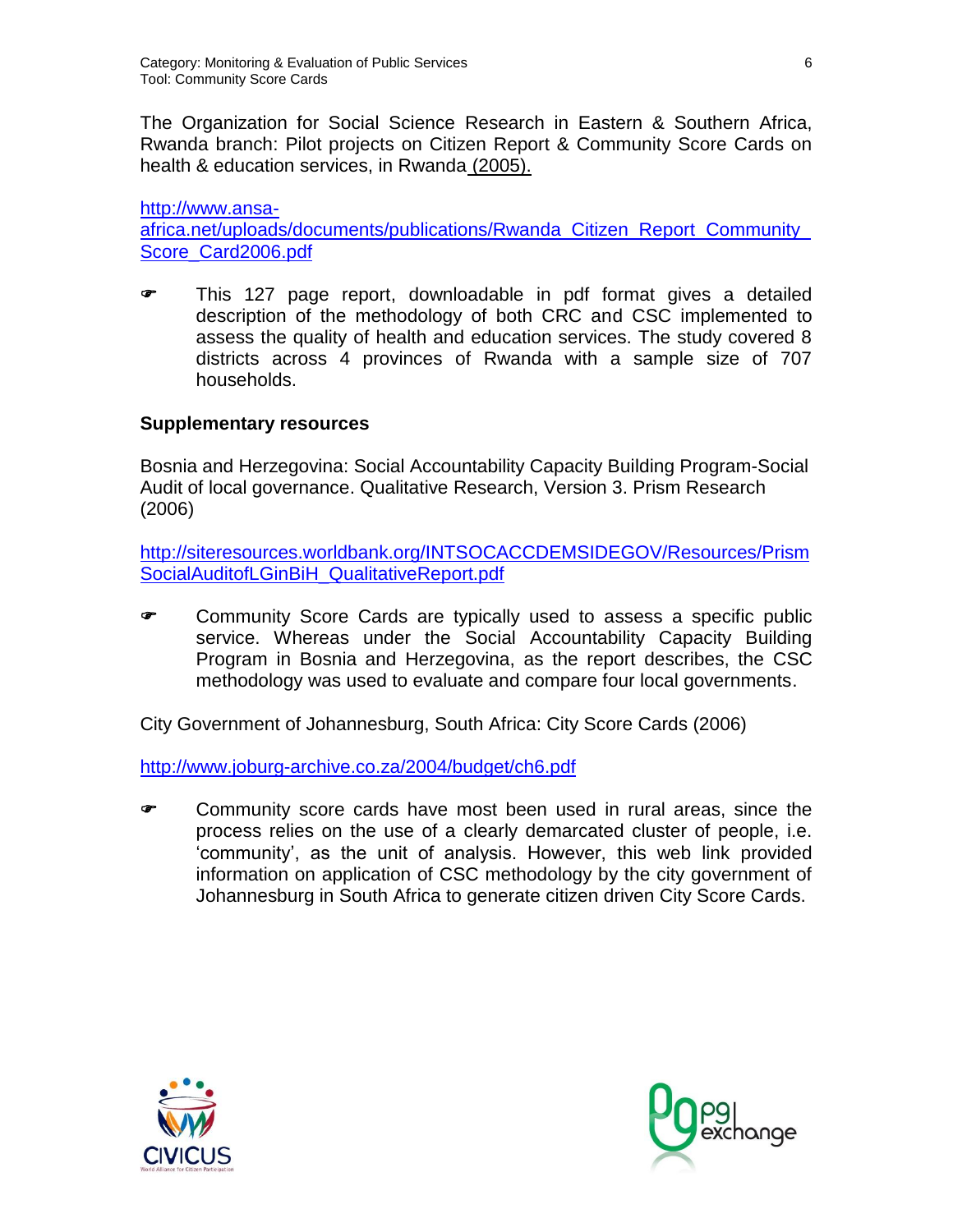The Organization for Social Science Research in Eastern & Southern Africa, Rwanda branch: Pilot projects on Citizen Report & Community Score Cards on health & education services, in Rwanda (2005).

http://www.ansa-africa.net/uploads/documents/publications/Rwanda_Citizen_Report_Community_Score_Card2006.pdf

- This 127 page report, downloadable in pdf format gives a detailed description of the methodology of both CRC and CSC implemented to assess the quality of health and education services. The study covered 8 districts across 4 provinces of Rwanda with a sample size of 707 households.

**Supplementary resources**

Bosnia and Herzegovina: Social Accountability Capacity Building Program-Social Audit of local governance. Qualitative Research, Version 3. Prism Research (2006)

http://siteresources.worldbank.org/INTSOCACCDEMSIDEGOV/Resources/PrismSocialAuditofLGinBiH_QualitativeReport.pdf

- Community Score Cards are typically used to assess a specific public service. Whereas under the Social Accountability Capacity Building Program in Bosnia and Herzegovina, as the report describes, the CSC methodology was used to evaluate and compare four local governments.

City Government of Johannesburg, South Africa: City Score Cards (2006)

http://www.joburg-archive.co.za/2004/budget/ch6.pdf

- Community score cards have most been used in rural areas, since the process relies on the use of a clearly demarcated cluster of people, i.e. 'community', as the unit of analysis. However, this web link provided information on application of CSC methodology by the city government of Johannesburg in South Africa to generate citizen driven City Score Cards.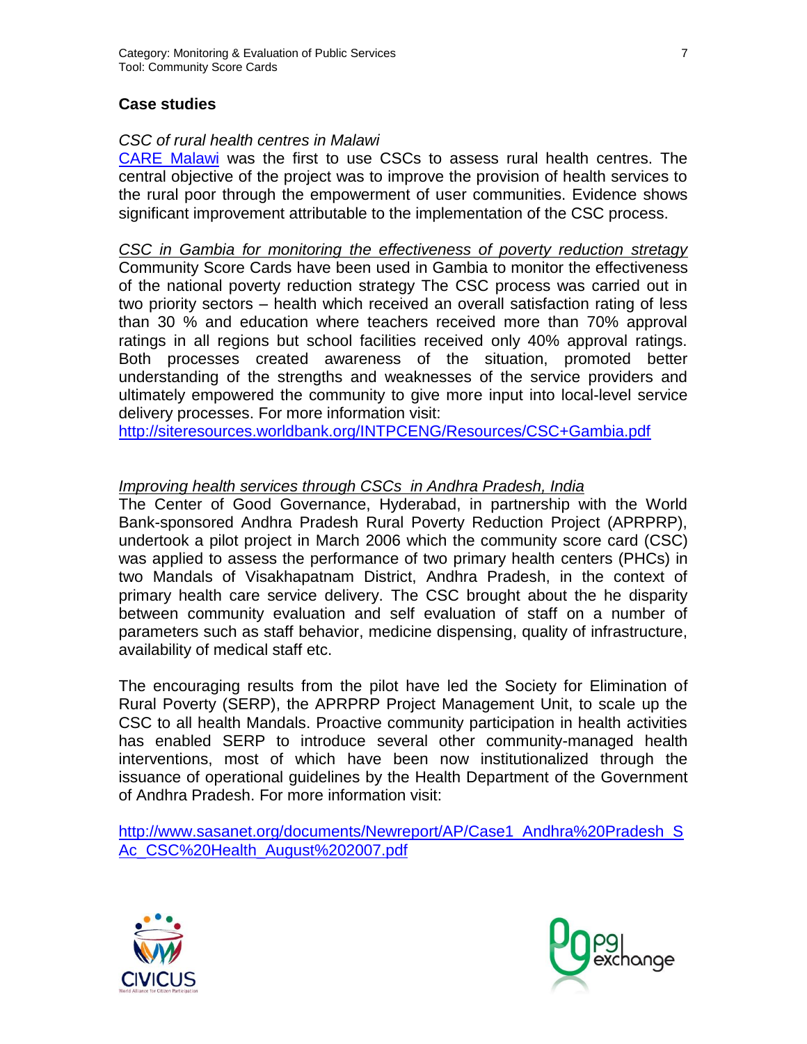## Case studies

*CSC of rural health centres in Malawi*

[CARE Malawi] was the first to use CSCs to assess rural health centres. The central objective of the project was to improve the provision of health services to the rural poor through the empowerment of user communities. Evidence shows significant improvement attributable to the implementation of the CSC process.

*CSC in Gambia for monitoring the effectiveness of poverty reduction stretagy*

Community Score Cards have been used in Gambia to monitor the effectiveness of the national poverty reduction strategy The CSC process was carried out in two priority sectors – health which received an overall satisfaction rating of less than 30 % and education where teachers received more than 70% approval ratings in all regions but school facilities received only 40% approval ratings. Both processes created awareness of the situation, promoted better understanding of the strengths and weaknesses of the service providers and ultimately empowered the community to give more input into local-level service delivery processes. For more information visit:
http://siteresources.worldbank.org/INTPCENG/Resources/CSC+Gambia.pdf

*Improving health services through CSCs in Andhra Pradesh, India*

The Center of Good Governance, Hyderabad, in partnership with the World Bank-sponsored Andhra Pradesh Rural Poverty Reduction Project (APRPRP), undertook a pilot project in March 2006 which the community score card (CSC) was applied to assess the performance of two primary health centers (PHCs) in two Mandals of Visakhapatnam District, Andhra Pradesh, in the context of primary health care service delivery. The CSC brought about the he disparity between community evaluation and self evaluation of staff on a number of parameters such as staff behavior, medicine dispensing, quality of infrastructure, availability of medical staff etc.

The encouraging results from the pilot have led the Society for Elimination of Rural Poverty (SERP), the APRPRP Project Management Unit, to scale up the CSC to all health Mandals. Proactive community participation in health activities has enabled SERP to introduce several other community-managed health interventions, most of which have been now institutionalized through the issuance of operational guidelines by the Health Department of the Government of Andhra Pradesh. For more information visit:

http://www.sasanet.org/documents/Newreport/AP/Case1_Andhra%20Pradesh_SAc_CSC%20Health_August%202007.pdf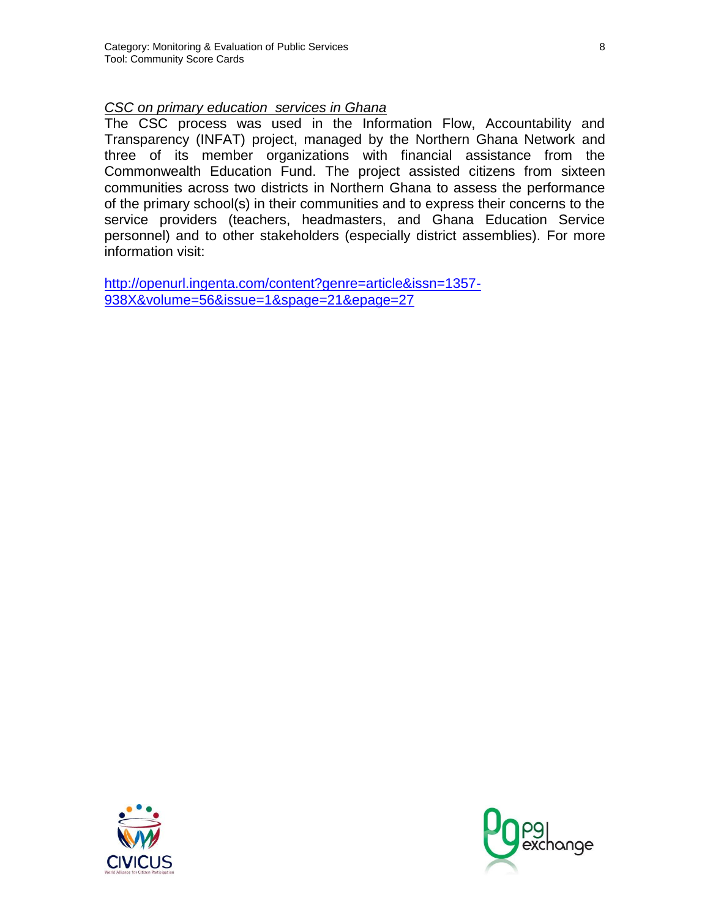*CSC on primary education services in Ghana*

The CSC process was used in the Information Flow, Accountability and Transparency (INFAT) project, managed by the Northern Ghana Network and three of its member organizations with financial assistance from the Commonwealth Education Fund. The project assisted citizens from sixteen communities across two districts in Northern Ghana to assess the performance of the primary school(s) in their communities and to express their concerns to the service providers (teachers, headmasters, and Ghana Education Service personnel) and to other stakeholders (especially district assemblies). For more information visit:

http://openurl.ingenta.com/content?genre=article&issn=1357-938X&volume=56&issue=1&spage=21&epage=27